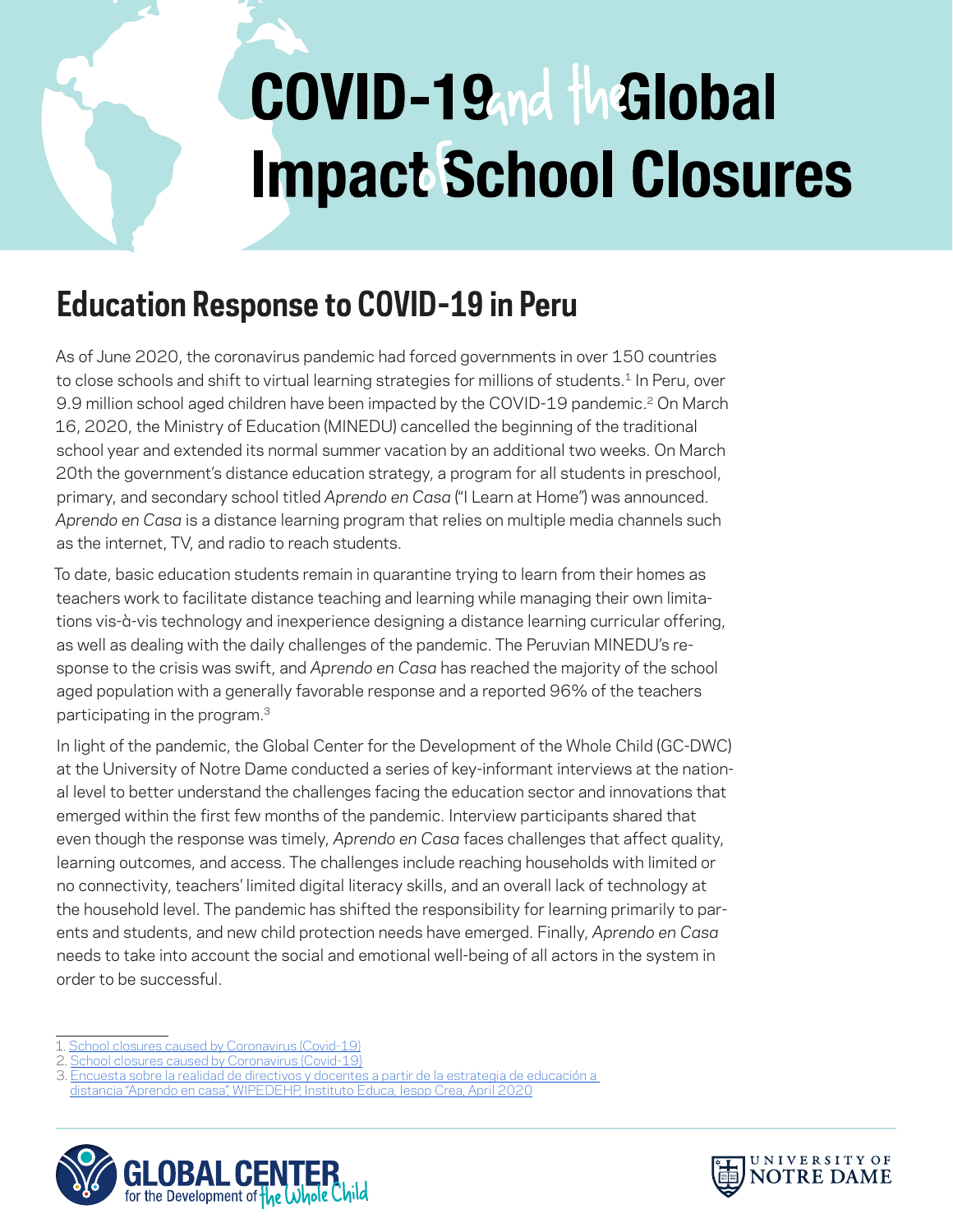# COVID-19 and the Global Impact of School Closures

## Education Response to COVID-19 in Peru

As of June 2020, the coronavirus pandemic had forced governments in over 150 countries to close schools and shift to virtual learning strategies for millions of students.[1] In Peru, over 9.9 million school aged children have been impacted by the COVID-19 pandemic.[2] On March 16, 2020, the Ministry of Education (MINEDU) cancelled the beginning of the traditional school year and extended its normal summer vacation by an additional two weeks. On March 20th the government's distance education strategy, a program for all students in preschool, primary, and secondary school titled *Aprendo en Casa* ("I Learn at Home") was announced. *Aprendo en Casa* is a distance learning program that relies on multiple media channels such as the internet, TV, and radio to reach students.

To date, basic education students remain in quarantine trying to learn from their homes as teachers work to facilitate distance teaching and learning while managing their own limitations vis-à-vis technology and inexperience designing a distance learning curricular offering, as well as dealing with the daily challenges of the pandemic. The Peruvian MINEDU's response to the crisis was swift, and *Aprendo en Casa* has reached the majority of the school aged population with a generally favorable response and a reported 96% of the teachers participating in the program.[3]

In light of the pandemic, the Global Center for the Development of the Whole Child (GC-DWC) at the University of Notre Dame conducted a series of key-informant interviews at the national level to better understand the challenges facing the education sector and innovations that emerged within the first few months of the pandemic. Interview participants shared that even though the response was timely, *Aprendo en Casa* faces challenges that affect quality, learning outcomes, and access. The challenges include reaching households with limited or no connectivity, teachers' limited digital literacy skills, and an overall lack of technology at the household level. The pandemic has shifted the responsibility for learning primarily to parents and students, and new child protection needs have emerged. Finally, *Aprendo en Casa* needs to take into account the social and emotional well-being of all actors in the system in order to be successful.

1. School closures caused by Coronavirus (Covid-19)
2. School closures caused by Coronavirus (Covid-19)
3. Encuesta sobre la realidad de directivos y docentes a partir de la estrategia de educación a distancia "Aprendo en casa", WIPEDEHP, Instituto Educa, Iespp Crea, April 2020

GLOBAL CENTER for the Development of the Whole Child

UNIVERSITY OF NOTRE DAME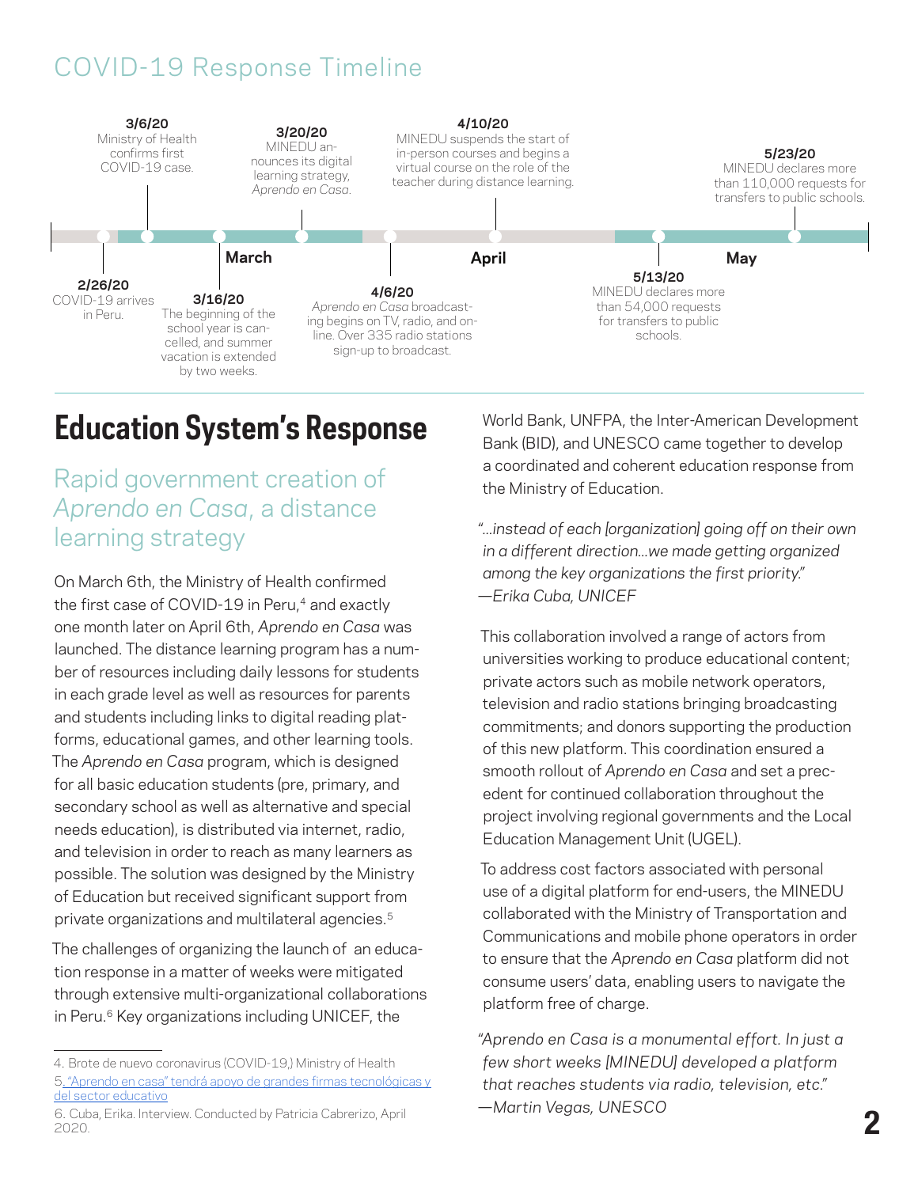## COVID-19 Response Timeline

- **2/26/20** COVID-19 arrives in Peru.
- **3/6/20** Ministry of Health confirms first COVID-19 case.
- **3/16/20** The beginning of the school year is cancelled, and summer vacation is extended by two weeks.
- **3/20/20** MINEDU announces its digital learning strategy, *Aprendo en Casa*.
- **4/6/20** *Aprendo en Casa* broadcasting begins on TV, radio, and online. Over 335 radio stations sign-up to broadcast.
- **4/10/20** MINEDU suspends the start of in-person courses and begins a virtual course on the role of the teacher during distance learning.
- **5/13/20** MINEDU declares more than 54,000 requests for transfers to public schools.
- **5/23/20** MINEDU declares more than 110,000 requests for transfers to public schools.

# Education System's Response

## Rapid government creation of *Aprendo en Casa*, a distance learning strategy

On March 6th, the Ministry of Health confirmed the first case of COVID-19 in Peru,[4] and exactly one month later on April 6th, *Aprendo en Casa* was launched. The distance learning program has a number of resources including daily lessons for students in each grade level as well as resources for parents and students including links to digital reading platforms, educational games, and other learning tools. The *Aprendo en Casa* program, which is designed for all basic education students (pre, primary, and secondary school as well as alternative and special needs education), is distributed via internet, radio, and television in order to reach as many learners as possible. The solution was designed by the Ministry of Education but received significant support from private organizations and multilateral agencies.[5]

The challenges of organizing the launch of an education response in a matter of weeks were mitigated through extensive multi-organizational collaborations in Peru.[6] Key organizations including UNICEF, the World Bank, UNFPA, the Inter-American Development Bank (BID), and UNESCO came together to develop a coordinated and coherent education response from the Ministry of Education.

*"...instead of each [organization] going off on their own in a different direction...we made getting organized among the key organizations the first priority."*
*—Erika Cuba, UNICEF*

This collaboration involved a range of actors from universities working to produce educational content; private actors such as mobile network operators, television and radio stations bringing broadcasting commitments; and donors supporting the production of this new platform. This coordination ensured a smooth rollout of *Aprendo en Casa* and set a precedent for continued collaboration throughout the project involving regional governments and the Local Education Management Unit (UGEL).

To address cost factors associated with personal use of a digital platform for end-users, the MINEDU collaborated with the Ministry of Transportation and Communications and mobile phone operators in order to ensure that the *Aprendo en Casa* platform did not consume users' data, enabling users to navigate the platform free of charge.

*"Aprendo en Casa is a monumental effort. In just a few short weeks [MINEDU] developed a platform that reaches students via radio, television, etc."*
*—Martin Vegas, UNESCO*

---

4. Brote de nuevo coronavirus (COVID-19,) Ministry of Health
5. "Aprendo en casa" tendrá apoyo de grandes firmas tecnológicas y del sector educativo
6. Cuba, Erika. Interview. Conducted by Patricia Cabrerizo, April 2020.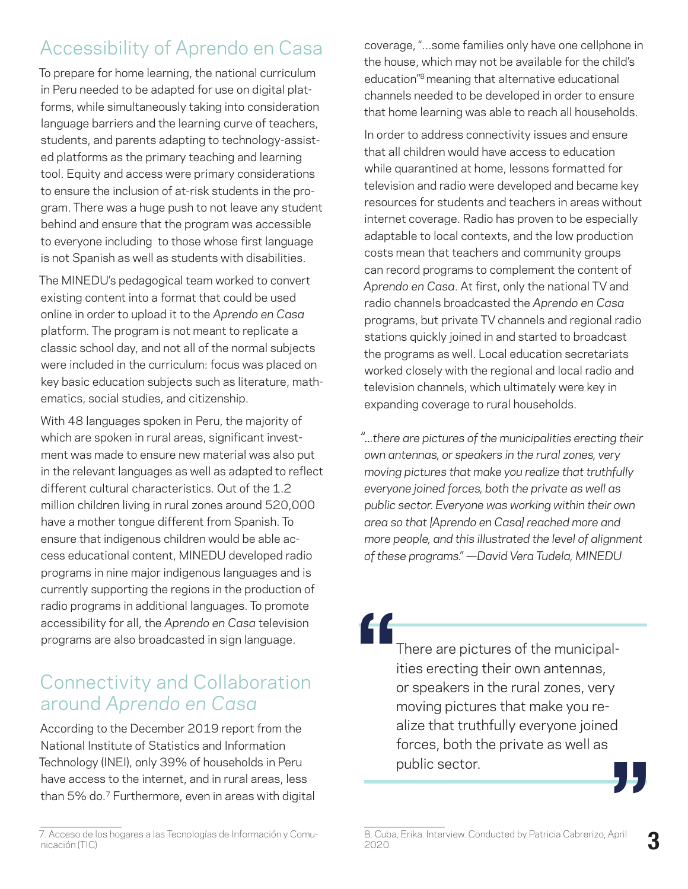## Accessibility of Aprendo en Casa

To prepare for home learning, the national curriculum in Peru needed to be adapted for use on digital platforms, while simultaneously taking into consideration language barriers and the learning curve of teachers, students, and parents adapting to technology-assisted platforms as the primary teaching and learning tool. Equity and access were primary considerations to ensure the inclusion of at-risk students in the program. There was a huge push to not leave any student behind and ensure that the program was accessible to everyone including to those whose first language is not Spanish as well as students with disabilities.

The MINEDU's pedagogical team worked to convert existing content into a format that could be used online in order to upload it to the *Aprendo en Casa* platform. The program is not meant to replicate a classic school day, and not all of the normal subjects were included in the curriculum: focus was placed on key basic education subjects such as literature, mathematics, social studies, and citizenship.

With 48 languages spoken in Peru, the majority of which are spoken in rural areas, significant investment was made to ensure new material was also put in the relevant languages as well as adapted to reflect different cultural characteristics. Out of the 1.2 million children living in rural zones around 520,000 have a mother tongue different from Spanish. To ensure that indigenous children would be able access educational content, MINEDU developed radio programs in nine major indigenous languages and is currently supporting the regions in the production of radio programs in additional languages. To promote accessibility for all, the *Aprendo en Casa* television programs are also broadcasted in sign language.

## Connectivity and Collaboration around *Aprendo en Casa*

According to the December 2019 report from the National Institute of Statistics and Information Technology (INEI), only 39% of households in Peru have access to the internet, and in rural areas, less than 5% do.[7] Furthermore, even in areas with digital coverage, "...some families only have one cellphone in the house, which may not be available for the child's education"[8] meaning that alternative educational channels needed to be developed in order to ensure that home learning was able to reach all households.

In order to address connectivity issues and ensure that all children would have access to education while quarantined at home, lessons formatted for television and radio were developed and became key resources for students and teachers in areas without internet coverage. Radio has proven to be especially adaptable to local contexts, and the low production costs mean that teachers and community groups can record programs to complement the content of *Aprendo en Casa*. At first, only the national TV and radio channels broadcasted the *Aprendo en Casa* programs, but private TV channels and regional radio stations quickly joined in and started to broadcast the programs as well. Local education secretariats worked closely with the regional and local radio and television channels, which ultimately were key in expanding coverage to rural households.

*"...there are pictures of the municipalities erecting their own antennas, or speakers in the rural zones, very moving pictures that make you realize that truthfully everyone joined forces, both the private as well as public sector. Everyone was working within their own area so that [Aprendo en Casa] reached more and more people, and this illustrated the level of alignment of these programs." —David Vera Tudela, MINEDU*

> "There are pictures of the municipalities erecting their own antennas, or speakers in the rural zones, very moving pictures that make you realize that truthfully everyone joined forces, both the private as well as public sector."

7. Acceso de los hogares a las Tecnologías de Información y Comunicación (TIC)

8. Cuba, Erika. Interview. Conducted by Patricia Cabrerizo, April 2020.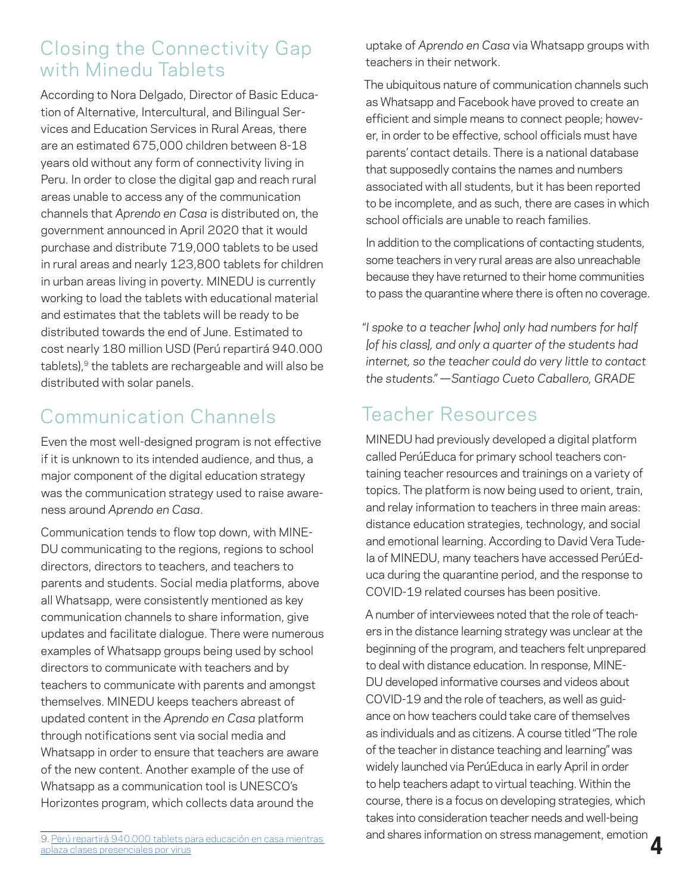## Closing the Connectivity Gap with Minedu Tablets

According to Nora Delgado, Director of Basic Education of Alternative, Intercultural, and Bilingual Services and Education Services in Rural Areas, there are an estimated 675,000 children between 8-18 years old without any form of connectivity living in Peru. In order to close the digital gap and reach rural areas unable to access any of the communication channels that *Aprendo en Casa* is distributed on, the government announced in April 2020 that it would purchase and distribute 719,000 tablets to be used in rural areas and nearly 123,800 tablets for children in urban areas living in poverty. MINEDU is currently working to load the tablets with educational material and estimates that the tablets will be ready to be distributed towards the end of June. Estimated to cost nearly 180 million USD (Perú repartirá 940.000 tablets),[9] the tablets are rechargeable and will also be distributed with solar panels.

## Communication Channels

Even the most well-designed program is not effective if it is unknown to its intended audience, and thus, a major component of the digital education strategy was the communication strategy used to raise awareness around *Aprendo en Casa*.

Communication tends to flow top down, with MINEDU communicating to the regions, regions to school directors, directors to teachers, and teachers to parents and students. Social media platforms, above all Whatsapp, were consistently mentioned as key communication channels to share information, give updates and facilitate dialogue. There were numerous examples of Whatsapp groups being used by school directors to communicate with teachers and by teachers to communicate with parents and amongst themselves. MINEDU keeps teachers abreast of updated content in the *Aprendo en Casa* platform through notifications sent via social media and Whatsapp in order to ensure that teachers are aware of the new content. Another example of the use of Whatsapp as a communication tool is UNESCO's Horizontes program, which collects data around the uptake of *Aprendo en Casa* via Whatsapp groups with teachers in their network.

The ubiquitous nature of communication channels such as Whatsapp and Facebook have proved to create an efficient and simple means to connect people; however, in order to be effective, school officials must have parents' contact details. There is a national database that supposedly contains the names and numbers associated with all students, but it has been reported to be incomplete, and as such, there are cases in which school officials are unable to reach families.

In addition to the complications of contacting students, some teachers in very rural areas are also unreachable because they have returned to their home communities to pass the quarantine where there is often no coverage.

*"I spoke to a teacher [who] only had numbers for half [of his class], and only a quarter of the students had internet, so the teacher could do very little to contact the students." —Santiago Cueto Caballero, GRADE*

## Teacher Resources

MINEDU had previously developed a digital platform called PerúEduca for primary school teachers containing teacher resources and trainings on a variety of topics. The platform is now being used to orient, train, and relay information to teachers in three main areas: distance education strategies, technology, and social and emotional learning. According to David Vera Tudela of MINEDU, many teachers have accessed PerúEduca during the quarantine period, and the response to COVID-19 related courses has been positive.

A number of interviewees noted that the role of teachers in the distance learning strategy was unclear at the beginning of the program, and teachers felt unprepared to deal with distance education. In response, MINEDU developed informative courses and videos about COVID-19 and the role of teachers, as well as guidance on how teachers could take care of themselves as individuals and as citizens. A course titled "The role of the teacher in distance teaching and learning" was widely launched via PerúEduca in early April in order to help teachers adapt to virtual teaching. Within the course, there is a focus on developing strategies, which takes into consideration teacher needs and well-being and shares information on stress management, emotion

9. Perú repartirá 940.000 tablets para educación en casa mientras aplaza clases presenciales por virus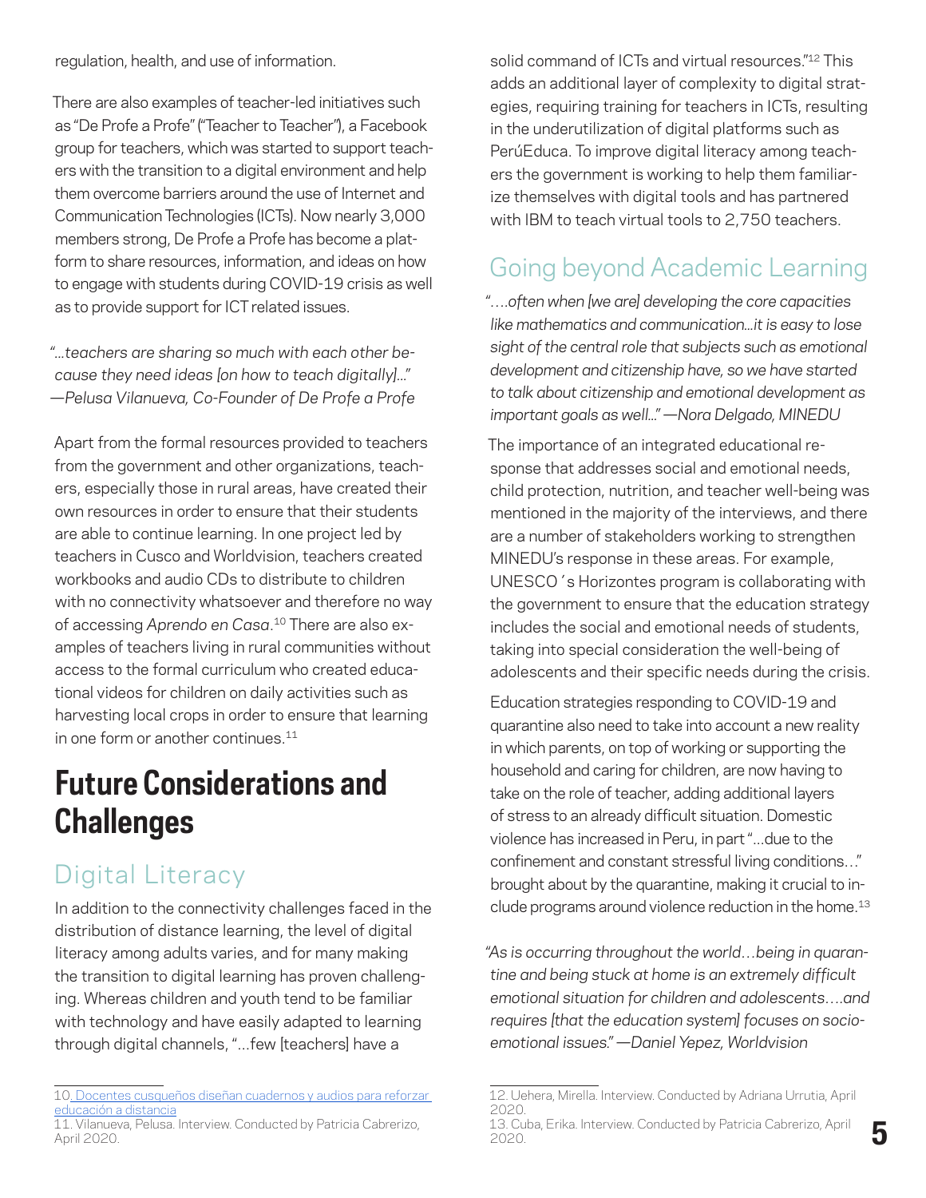regulation, health, and use of information.

There are also examples of teacher-led initiatives such as "De Profe a Profe" ("Teacher to Teacher"), a Facebook group for teachers, which was started to support teachers with the transition to a digital environment and help them overcome barriers around the use of Internet and Communication Technologies (ICTs). Now nearly 3,000 members strong, De Profe a Profe has become a platform to share resources, information, and ideas on how to engage with students during COVID-19 crisis as well as to provide support for ICT related issues.

*"...teachers are sharing so much with each other because they need ideas [on how to teach digitally]..." —Pelusa Vilanueva, Co-Founder of De Profe a Profe*

Apart from the formal resources provided to teachers from the government and other organizations, teachers, especially those in rural areas, have created their own resources in order to ensure that their students are able to continue learning. In one project led by teachers in Cusco and Worldvision, teachers created workbooks and audio CDs to distribute to children with no connectivity whatsoever and therefore no way of accessing *Aprendo en Casa*.[10] There are also examples of teachers living in rural communities without access to the formal curriculum who created educational videos for children on daily activities such as harvesting local crops in order to ensure that learning in one form or another continues.[11]

# Future Considerations and Challenges

## Digital Literacy

In addition to the connectivity challenges faced in the distribution of distance learning, the level of digital literacy among adults varies, and for many making the transition to digital learning has proven challenging. Whereas children and youth tend to be familiar with technology and have easily adapted to learning through digital channels, "...few [teachers] have a solid command of ICTs and virtual resources."[12] This adds an additional layer of complexity to digital strategies, requiring training for teachers in ICTs, resulting in the underutilization of digital platforms such as PerúEduca. To improve digital literacy among teachers the government is working to help them familiarize themselves with digital tools and has partnered with IBM to teach virtual tools to 2,750 teachers.

## Going beyond Academic Learning

*"....often when [we are] developing the core capacities like mathematics and communication...it is easy to lose sight of the central role that subjects such as emotional development and citizenship have, so we have started to talk about citizenship and emotional development as important goals as well..." —Nora Delgado, MINEDU*

The importance of an integrated educational response that addresses social and emotional needs, child protection, nutrition, and teacher well-being was mentioned in the majority of the interviews, and there are a number of stakeholders working to strengthen MINEDU's response in these areas. For example, UNESCO´s Horizontes program is collaborating with the government to ensure that the education strategy includes the social and emotional needs of students, taking into special consideration the well-being of adolescents and their specific needs during the crisis.

Education strategies responding to COVID-19 and quarantine also need to take into account a new reality in which parents, on top of working or supporting the household and caring for children, are now having to take on the role of teacher, adding additional layers of stress to an already difficult situation. Domestic violence has increased in Peru, in part "...due to the confinement and constant stressful living conditions..." brought about by the quarantine, making it crucial to include programs around violence reduction in the home.[13]

*"As is occurring throughout the world…being in quarantine and being stuck at home is an extremely difficult emotional situation for children and adolescents….and requires [that the education system] focuses on socio-emotional issues." —Daniel Yepez, Worldvision*

---

10. Docentes cusqueños diseñan cuadernos y audios para reforzar educación a distancia

11. Vilanueva, Pelusa. Interview. Conducted by Patricia Cabrerizo, April 2020.

12. Uehera, Mirella. Interview. Conducted by Adriana Urrutia, April 2020.

13. Cuba, Erika. Interview. Conducted by Patricia Cabrerizo, April 2020.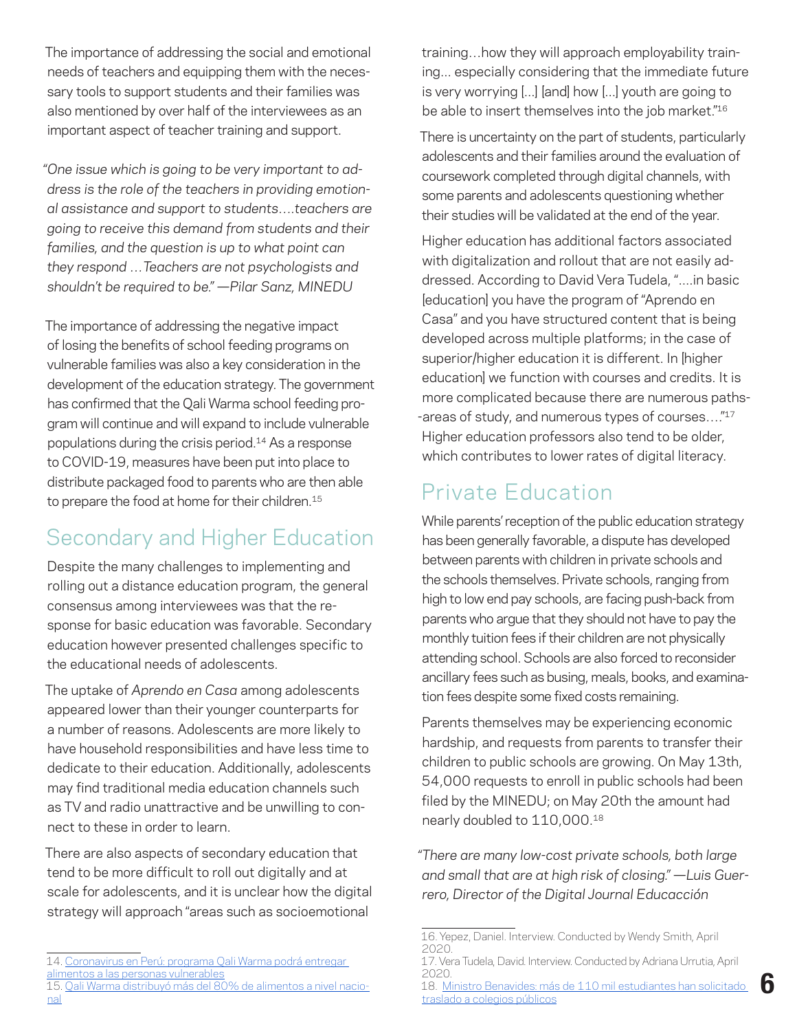The importance of addressing the social and emotional needs of teachers and equipping them with the necessary tools to support students and their families was also mentioned by over half of the interviewees as an important aspect of teacher training and support.

*"One issue which is going to be very important to address is the role of the teachers in providing emotional assistance and support to students….teachers are going to receive this demand from students and their families, and the question is up to what point can they respond …Teachers are not psychologists and shouldn't be required to be." —Pilar Sanz, MINEDU*

The importance of addressing the negative impact of losing the benefits of school feeding programs on vulnerable families was also a key consideration in the development of the education strategy. The government has confirmed that the Qali Warma school feeding program will continue and will expand to include vulnerable populations during the crisis period.[14] As a response to COVID-19, measures have been put into place to distribute packaged food to parents who are then able to prepare the food at home for their children.[15]

## Secondary and Higher Education

Despite the many challenges to implementing and rolling out a distance education program, the general consensus among interviewees was that the response for basic education was favorable. Secondary education however presented challenges specific to the educational needs of adolescents.

The uptake of *Aprendo en Casa* among adolescents appeared lower than their younger counterparts for a number of reasons. Adolescents are more likely to have household responsibilities and have less time to dedicate to their education. Additionally, adolescents may find traditional media education channels such as TV and radio unattractive and be unwilling to connect to these in order to learn.

There are also aspects of secondary education that tend to be more difficult to roll out digitally and at scale for adolescents, and it is unclear how the digital strategy will approach "areas such as socioemotional training…how they will approach employability training... especially considering that the immediate future is very worrying […] [and] how […] youth are going to be able to insert themselves into the job market."[16]

There is uncertainty on the part of students, particularly adolescents and their families around the evaluation of coursework completed through digital channels, with some parents and adolescents questioning whether their studies will be validated at the end of the year.

Higher education has additional factors associated with digitalization and rollout that are not easily addressed. According to David Vera Tudela, "….in basic [education] you have the program of "Aprendo en Casa" and you have structured content that is being developed across multiple platforms; in the case of superior/higher education it is different. In [higher education] we function with courses and credits. It is more complicated because there are numerous paths--areas of study, and numerous types of courses…."[17] Higher education professors also tend to be older, which contributes to lower rates of digital literacy.

## Private Education

While parents' reception of the public education strategy has been generally favorable, a dispute has developed between parents with children in private schools and the schools themselves. Private schools, ranging from high to low end pay schools, are facing push-back from parents who argue that they should not have to pay the monthly tuition fees if their children are not physically attending school. Schools are also forced to reconsider ancillary fees such as busing, meals, books, and examination fees despite some fixed costs remaining.

Parents themselves may be experiencing economic hardship, and requests from parents to transfer their children to public schools are growing. On May 13th, 54,000 requests to enroll in public schools had been filed by the MINEDU; on May 20th the amount had nearly doubled to 110,000.[18]

*"There are many low-cost private schools, both large and small that are at high risk of closing." —Luis Guerrero, Director of the Digital Journal Educacción*

---

14. Coronavirus en Perú: programa Qali Warma podrá entregar alimentos a las personas vulnerables
15. Qali Warma distribuyó más del 80% de alimentos a nivel nacional
16. Yepez, Daniel. Interview. Conducted by Wendy Smith, April 2020.
17. Vera Tudela, David. Interview. Conducted by Adriana Urrutia, April 2020.
18. Ministro Benavides: más de 110 mil estudiantes han solicitado traslado a colegios públicos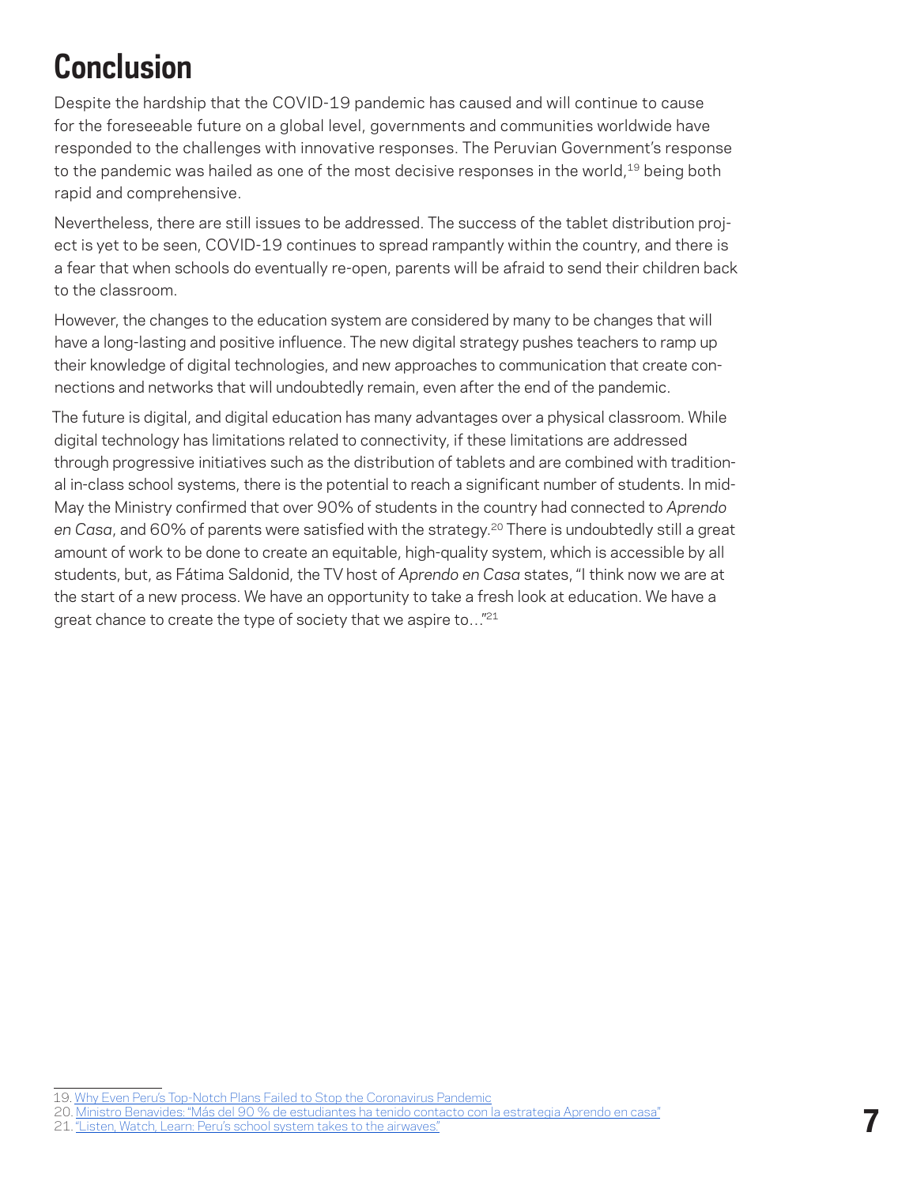# Conclusion

Despite the hardship that the COVID-19 pandemic has caused and will continue to cause for the foreseeable future on a global level, governments and communities worldwide have responded to the challenges with innovative responses. The Peruvian Government's response to the pandemic was hailed as one of the most decisive responses in the world,[19] being both rapid and comprehensive.

Nevertheless, there are still issues to be addressed. The success of the tablet distribution project is yet to be seen, COVID-19 continues to spread rampantly within the country, and there is a fear that when schools do eventually re-open, parents will be afraid to send their children back to the classroom.

However, the changes to the education system are considered by many to be changes that will have a long-lasting and positive influence. The new digital strategy pushes teachers to ramp up their knowledge of digital technologies, and new approaches to communication that create connections and networks that will undoubtedly remain, even after the end of the pandemic.

The future is digital, and digital education has many advantages over a physical classroom. While digital technology has limitations related to connectivity, if these limitations are addressed through progressive initiatives such as the distribution of tablets and are combined with traditional in-class school systems, there is the potential to reach a significant number of students. In mid-May the Ministry confirmed that over 90% of students in the country had connected to *Aprendo en Casa*, and 60% of parents were satisfied with the strategy.[20] There is undoubtedly still a great amount of work to be done to create an equitable, high-quality system, which is accessible by all students, but, as Fátima Saldonid, the TV host of *Aprendo en Casa* states, "I think now we are at the start of a new process. We have an opportunity to take a fresh look at education. We have a great chance to create the type of society that we aspire to…"[21]

---

19. Why Even Peru's Top-Notch Plans Failed to Stop the Coronavirus Pandemic
20. Ministro Benavides: "Más del 90 % de estudiantes ha tenido contacto con la estrategia Aprendo en casa"
21. "Listen, Watch, Learn: Peru's school system takes to the airwaves."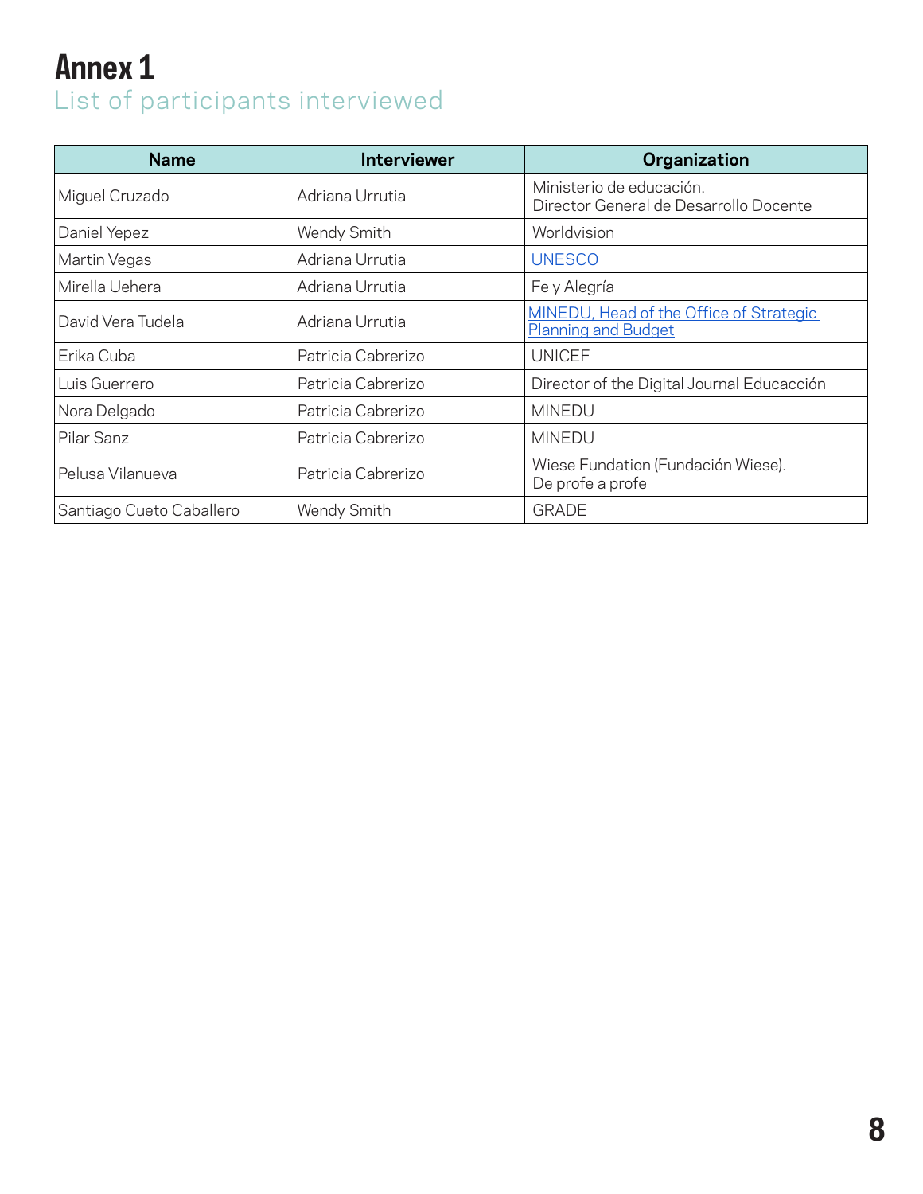# Annex 1

## List of participants interviewed

| Name | Interviewer | Organization |
|---|---|---|
| Miguel Cruzado | Adriana Urrutia | Ministerio de educación. Director General de Desarrollo Docente |
| Daniel Yepez | Wendy Smith | Worldvision |
| Martin Vegas | Adriana Urrutia | UNESCO |
| Mirella Uehera | Adriana Urrutia | Fe y Alegría |
| David Vera Tudela | Adriana Urrutia | MINEDU, Head of the Office of Strategic Planning and Budget |
| Erika Cuba | Patricia Cabrerizo | UNICEF |
| Luis Guerrero | Patricia Cabrerizo | Director of the Digital Journal Educacción |
| Nora Delgado | Patricia Cabrerizo | MINEDU |
| Pilar Sanz | Patricia Cabrerizo | MINEDU |
| Pelusa Vilanueva | Patricia Cabrerizo | Wiese Fundation (Fundación Wiese). De profe a profe |
| Santiago Cueto Caballero | Wendy Smith | GRADE |